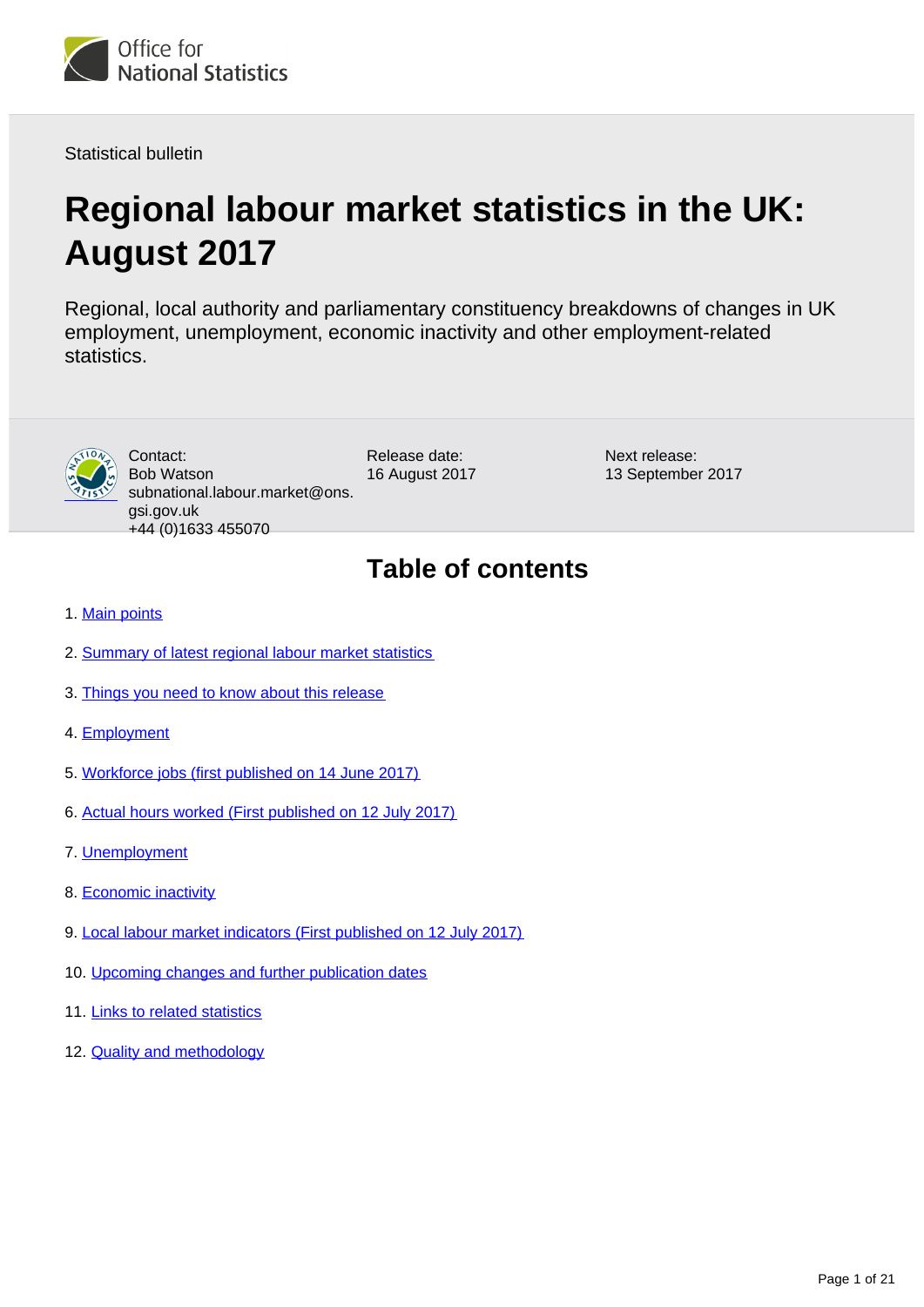Office for National Statistics

Statistical bulletin

# Regional labour market statistics in the UK: August 2017

Regional, local authority and parliamentary constituency breakdowns of changes in UK employment, unemployment, economic inactivity and other employment-related statistics.

Contact:
Bob Watson
subnational.labour.market@ons.gsi.gov.uk
+44 (0)1633 455070

Release date:
16 August 2017

Next release:
13 September 2017

## Table of contents

1. Main points
2. Summary of latest regional labour market statistics
3. Things you need to know about this release
4. Employment
5. Workforce jobs (first published on 14 June 2017)
6. Actual hours worked (First published on 12 July 2017)
7. Unemployment
8. Economic inactivity
9. Local labour market indicators (First published on 12 July 2017)
10. Upcoming changes and further publication dates
11. Links to related statistics
12. Quality and methodology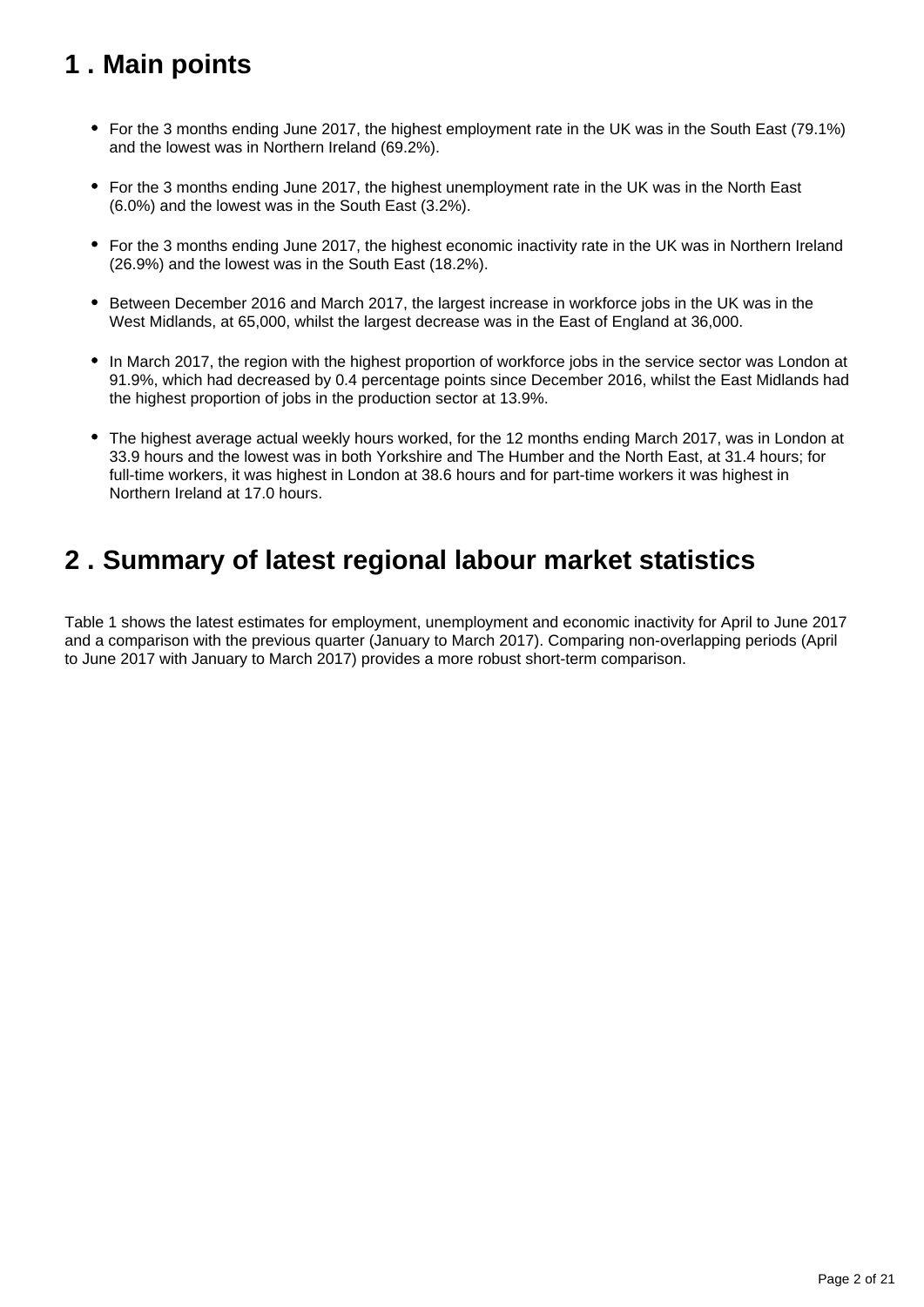## 1 . Main points

- For the 3 months ending June 2017, the highest employment rate in the UK was in the South East (79.1%) and the lowest was in Northern Ireland (69.2%).
- For the 3 months ending June 2017, the highest unemployment rate in the UK was in the North East (6.0%) and the lowest was in the South East (3.2%).
- For the 3 months ending June 2017, the highest economic inactivity rate in the UK was in Northern Ireland (26.9%) and the lowest was in the South East (18.2%).
- Between December 2016 and March 2017, the largest increase in workforce jobs in the UK was in the West Midlands, at 65,000, whilst the largest decrease was in the East of England at 36,000.
- In March 2017, the region with the highest proportion of workforce jobs in the service sector was London at 91.9%, which had decreased by 0.4 percentage points since December 2016, whilst the East Midlands had the highest proportion of jobs in the production sector at 13.9%.
- The highest average actual weekly hours worked, for the 12 months ending March 2017, was in London at 33.9 hours and the lowest was in both Yorkshire and The Humber and the North East, at 31.4 hours; for full-time workers, it was highest in London at 38.6 hours and for part-time workers it was highest in Northern Ireland at 17.0 hours.

## 2 . Summary of latest regional labour market statistics

Table 1 shows the latest estimates for employment, unemployment and economic inactivity for April to June 2017 and a comparison with the previous quarter (January to March 2017). Comparing non-overlapping periods (April to June 2017 with January to March 2017) provides a more robust short-term comparison.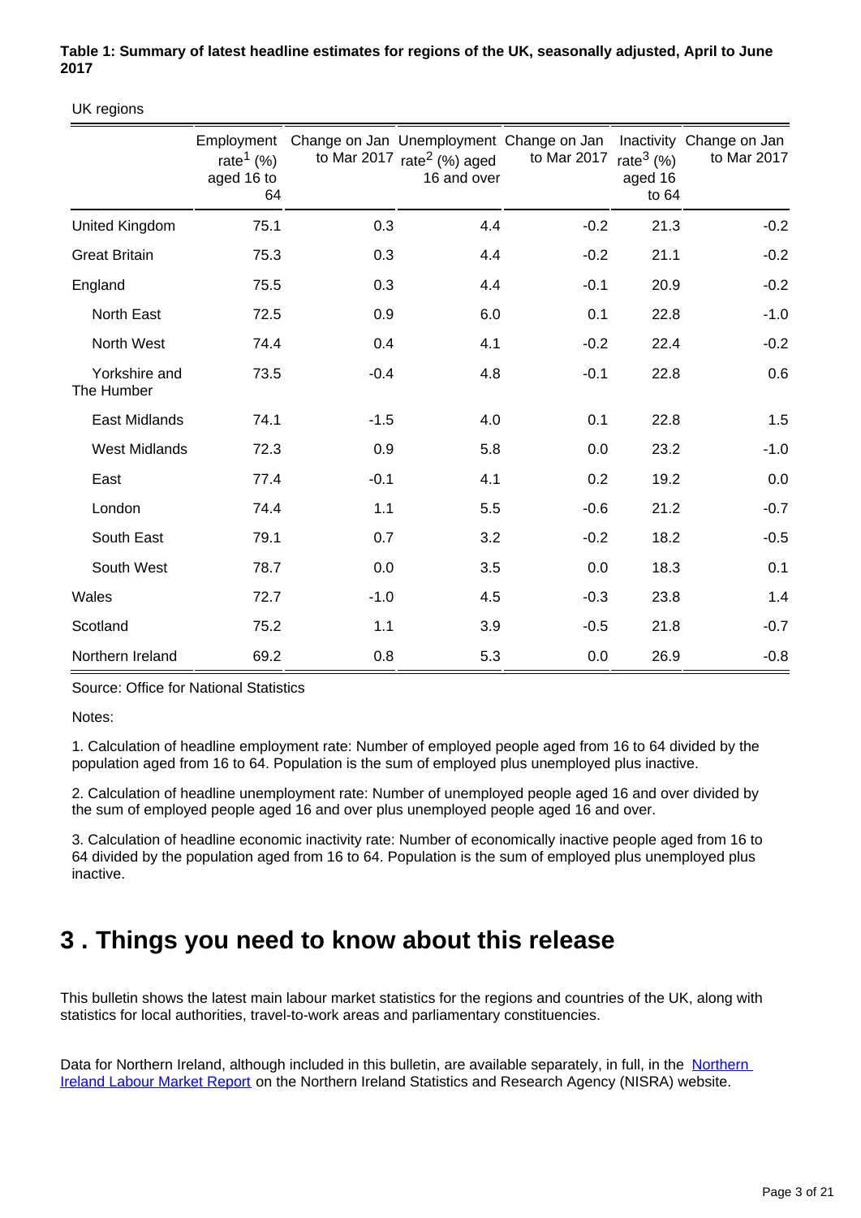**Table 1: Summary of latest headline estimates for regions of the UK, seasonally adjusted, April to June 2017**

UK regions

| | Employment rate[1] (%) aged 16 to 64 | Change on Jan to Mar 2017 | Unemployment rate[2] (%) aged 16 and over | Change on Jan to Mar 2017 | Inactivity rate[3] (%) aged 16 to 64 | Change on Jan to Mar 2017 |
|---|---|---|---|---|---|---|
| United Kingdom | 75.1 | 0.3 | 4.4 | -0.2 | 21.3 | -0.2 |
| Great Britain | 75.3 | 0.3 | 4.4 | -0.2 | 21.1 | -0.2 |
| England | 75.5 | 0.3 | 4.4 | -0.1 | 20.9 | -0.2 |
| North East | 72.5 | 0.9 | 6.0 | 0.1 | 22.8 | -1.0 |
| North West | 74.4 | 0.4 | 4.1 | -0.2 | 22.4 | -0.2 |
| Yorkshire and The Humber | 73.5 | -0.4 | 4.8 | -0.1 | 22.8 | 0.6 |
| East Midlands | 74.1 | -1.5 | 4.0 | 0.1 | 22.8 | 1.5 |
| West Midlands | 72.3 | 0.9 | 5.8 | 0.0 | 23.2 | -1.0 |
| East | 77.4 | -0.1 | 4.1 | 0.2 | 19.2 | 0.0 |
| London | 74.4 | 1.1 | 5.5 | -0.6 | 21.2 | -0.7 |
| South East | 79.1 | 0.7 | 3.2 | -0.2 | 18.2 | -0.5 |
| South West | 78.7 | 0.0 | 3.5 | 0.0 | 18.3 | 0.1 |
| Wales | 72.7 | -1.0 | 4.5 | -0.3 | 23.8 | 1.4 |
| Scotland | 75.2 | 1.1 | 3.9 | -0.5 | 21.8 | -0.7 |
| Northern Ireland | 69.2 | 0.8 | 5.3 | 0.0 | 26.9 | -0.8 |

Source: Office for National Statistics

Notes:

1. Calculation of headline employment rate: Number of employed people aged from 16 to 64 divided by the population aged from 16 to 64. Population is the sum of employed plus unemployed plus inactive.

2. Calculation of headline unemployment rate: Number of unemployed people aged 16 and over divided by the sum of employed people aged 16 and over plus unemployed people aged 16 and over.

3. Calculation of headline economic inactivity rate: Number of economically inactive people aged from 16 to 64 divided by the population aged from 16 to 64. Population is the sum of employed plus unemployed plus inactive.

# 3 . Things you need to know about this release

This bulletin shows the latest main labour market statistics for the regions and countries of the UK, along with statistics for local authorities, travel-to-work areas and parliamentary constituencies.

Data for Northern Ireland, although included in this bulletin, are available separately, in full, in the Northern Ireland Labour Market Report on the Northern Ireland Statistics and Research Agency (NISRA) website.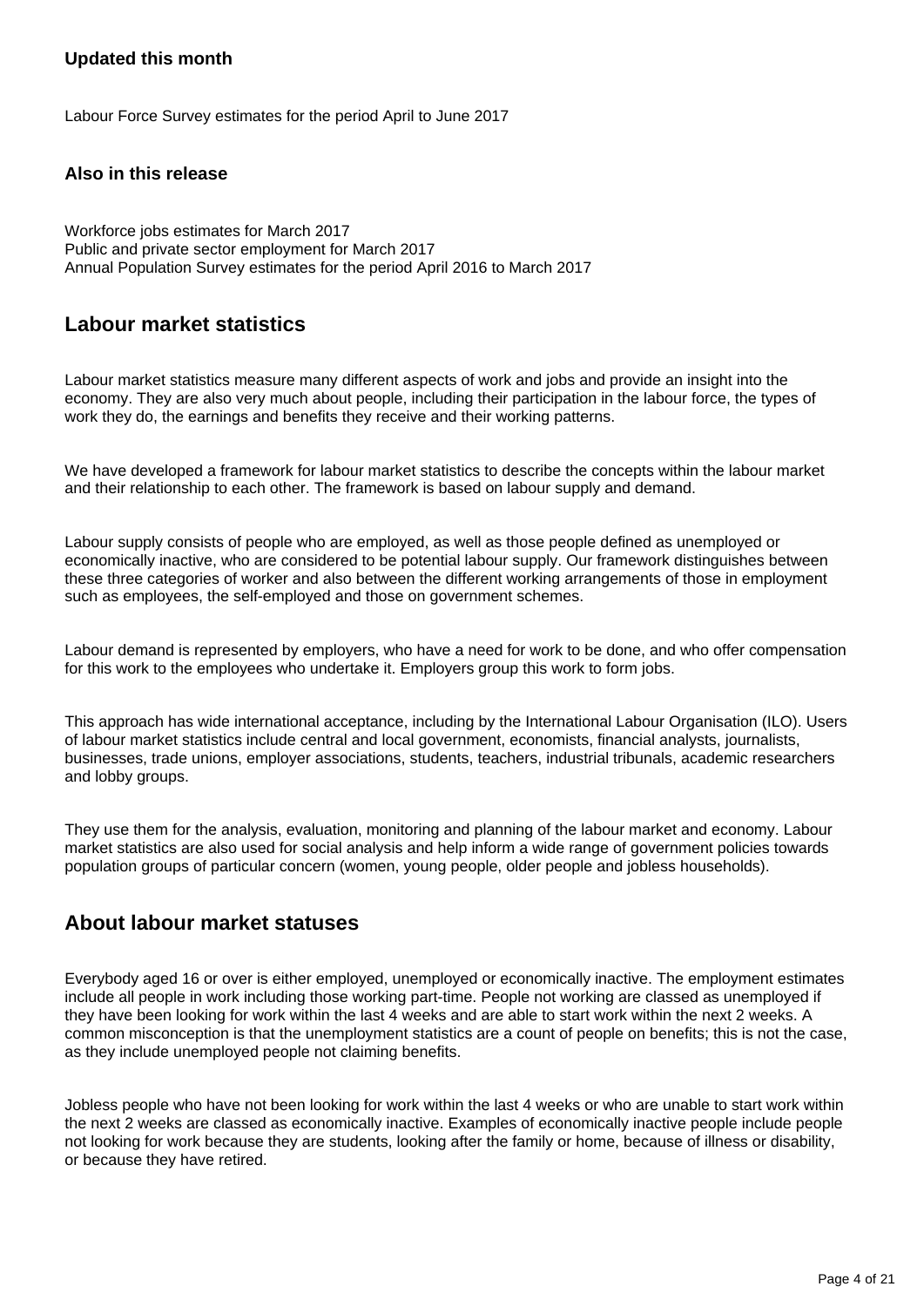### Updated this month

Labour Force Survey estimates for the period April to June 2017

### Also in this release

Workforce jobs estimates for March 2017
Public and private sector employment for March 2017
Annual Population Survey estimates for the period April 2016 to March 2017

## Labour market statistics

Labour market statistics measure many different aspects of work and jobs and provide an insight into the economy. They are also very much about people, including their participation in the labour force, the types of work they do, the earnings and benefits they receive and their working patterns.

We have developed a framework for labour market statistics to describe the concepts within the labour market and their relationship to each other. The framework is based on labour supply and demand.

Labour supply consists of people who are employed, as well as those people defined as unemployed or economically inactive, who are considered to be potential labour supply. Our framework distinguishes between these three categories of worker and also between the different working arrangements of those in employment such as employees, the self-employed and those on government schemes.

Labour demand is represented by employers, who have a need for work to be done, and who offer compensation for this work to the employees who undertake it. Employers group this work to form jobs.

This approach has wide international acceptance, including by the International Labour Organisation (ILO). Users of labour market statistics include central and local government, economists, financial analysts, journalists, businesses, trade unions, employer associations, students, teachers, industrial tribunals, academic researchers and lobby groups.

They use them for the analysis, evaluation, monitoring and planning of the labour market and economy. Labour market statistics are also used for social analysis and help inform a wide range of government policies towards population groups of particular concern (women, young people, older people and jobless households).

## About labour market statuses

Everybody aged 16 or over is either employed, unemployed or economically inactive. The employment estimates include all people in work including those working part-time. People not working are classed as unemployed if they have been looking for work within the last 4 weeks and are able to start work within the next 2 weeks. A common misconception is that the unemployment statistics are a count of people on benefits; this is not the case, as they include unemployed people not claiming benefits.

Jobless people who have not been looking for work within the last 4 weeks or who are unable to start work within the next 2 weeks are classed as economically inactive. Examples of economically inactive people include people not looking for work because they are students, looking after the family or home, because of illness or disability, or because they have retired.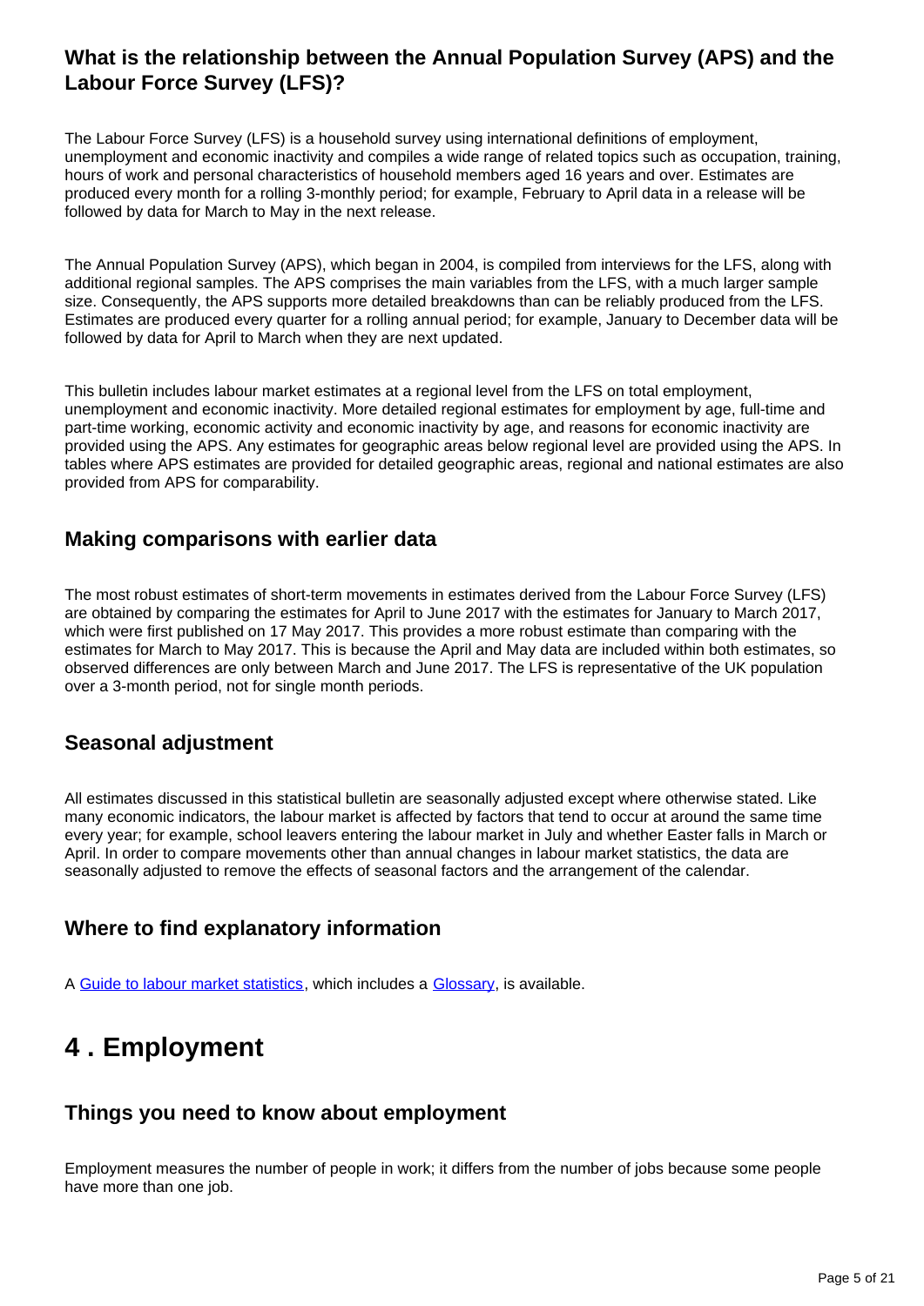### What is the relationship between the Annual Population Survey (APS) and the Labour Force Survey (LFS)?

The Labour Force Survey (LFS) is a household survey using international definitions of employment, unemployment and economic inactivity and compiles a wide range of related topics such as occupation, training, hours of work and personal characteristics of household members aged 16 years and over. Estimates are produced every month for a rolling 3-monthly period; for example, February to April data in a release will be followed by data for March to May in the next release.

The Annual Population Survey (APS), which began in 2004, is compiled from interviews for the LFS, along with additional regional samples. The APS comprises the main variables from the LFS, with a much larger sample size. Consequently, the APS supports more detailed breakdowns than can be reliably produced from the LFS. Estimates are produced every quarter for a rolling annual period; for example, January to December data will be followed by data for April to March when they are next updated.

This bulletin includes labour market estimates at a regional level from the LFS on total employment, unemployment and economic inactivity. More detailed regional estimates for employment by age, full-time and part-time working, economic activity and economic inactivity by age, and reasons for economic inactivity are provided using the APS. Any estimates for geographic areas below regional level are provided using the APS. In tables where APS estimates are provided for detailed geographic areas, regional and national estimates are also provided from APS for comparability.

### Making comparisons with earlier data

The most robust estimates of short-term movements in estimates derived from the Labour Force Survey (LFS) are obtained by comparing the estimates for April to June 2017 with the estimates for January to March 2017, which were first published on 17 May 2017. This provides a more robust estimate than comparing with the estimates for March to May 2017. This is because the April and May data are included within both estimates, so observed differences are only between March and June 2017. The LFS is representative of the UK population over a 3-month period, not for single month periods.

### Seasonal adjustment

All estimates discussed in this statistical bulletin are seasonally adjusted except where otherwise stated. Like many economic indicators, the labour market is affected by factors that tend to occur at around the same time every year; for example, school leavers entering the labour market in July and whether Easter falls in March or April. In order to compare movements other than annual changes in labour market statistics, the data are seasonally adjusted to remove the effects of seasonal factors and the arrangement of the calendar.

### Where to find explanatory information

A Guide to labour market statistics, which includes a Glossary, is available.

# 4 . Employment

### Things you need to know about employment

Employment measures the number of people in work; it differs from the number of jobs because some people have more than one job.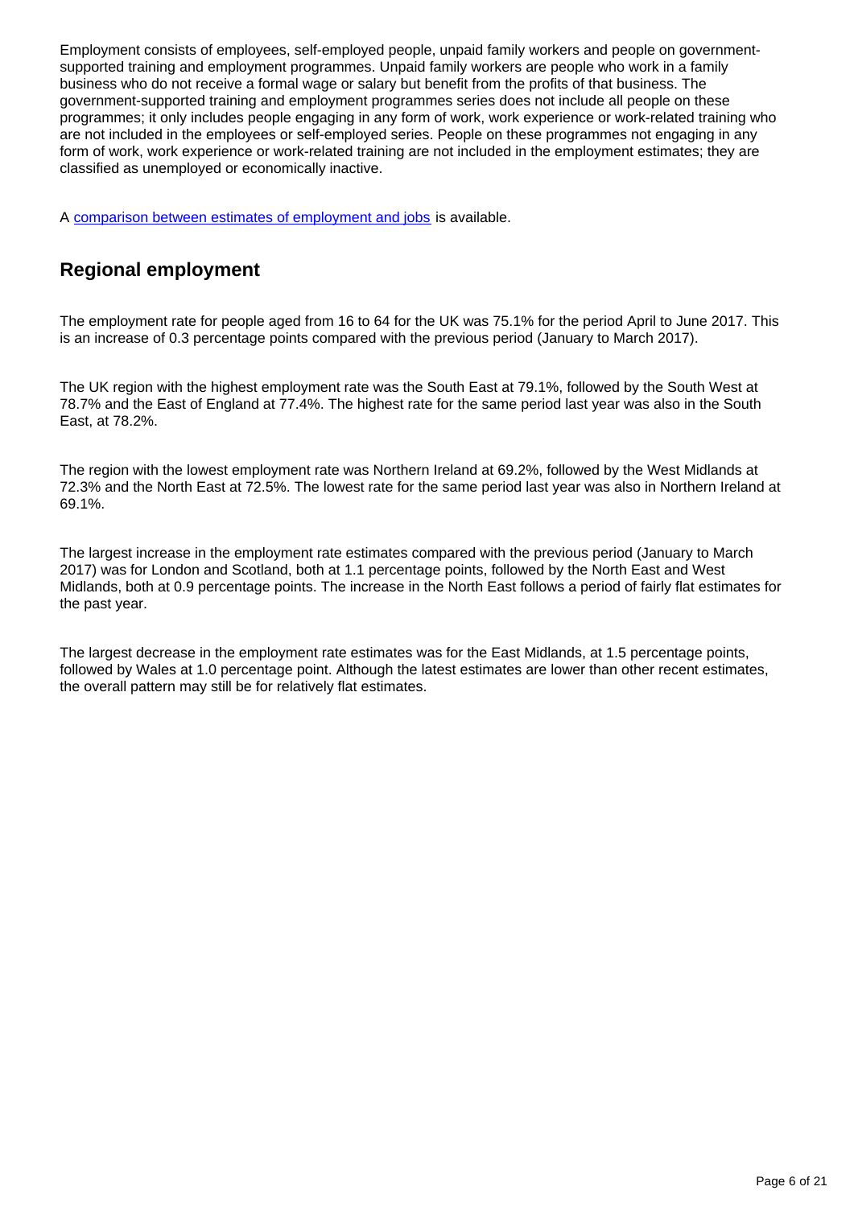Employment consists of employees, self-employed people, unpaid family workers and people on government-supported training and employment programmes. Unpaid family workers are people who work in a family business who do not receive a formal wage or salary but benefit from the profits of that business. The government-supported training and employment programmes series does not include all people on these programmes; it only includes people engaging in any form of work, work experience or work-related training who are not included in the employees or self-employed series. People on these programmes not engaging in any form of work, work experience or work-related training are not included in the employment estimates; they are classified as unemployed or economically inactive.

A comparison between estimates of employment and jobs is available.

## Regional employment

The employment rate for people aged from 16 to 64 for the UK was 75.1% for the period April to June 2017. This is an increase of 0.3 percentage points compared with the previous period (January to March 2017).

The UK region with the highest employment rate was the South East at 79.1%, followed by the South West at 78.7% and the East of England at 77.4%. The highest rate for the same period last year was also in the South East, at 78.2%.

The region with the lowest employment rate was Northern Ireland at 69.2%, followed by the West Midlands at 72.3% and the North East at 72.5%. The lowest rate for the same period last year was also in Northern Ireland at 69.1%.

The largest increase in the employment rate estimates compared with the previous period (January to March 2017) was for London and Scotland, both at 1.1 percentage points, followed by the North East and West Midlands, both at 0.9 percentage points. The increase in the North East follows a period of fairly flat estimates for the past year.

The largest decrease in the employment rate estimates was for the East Midlands, at 1.5 percentage points, followed by Wales at 1.0 percentage point. Although the latest estimates are lower than other recent estimates, the overall pattern may still be for relatively flat estimates.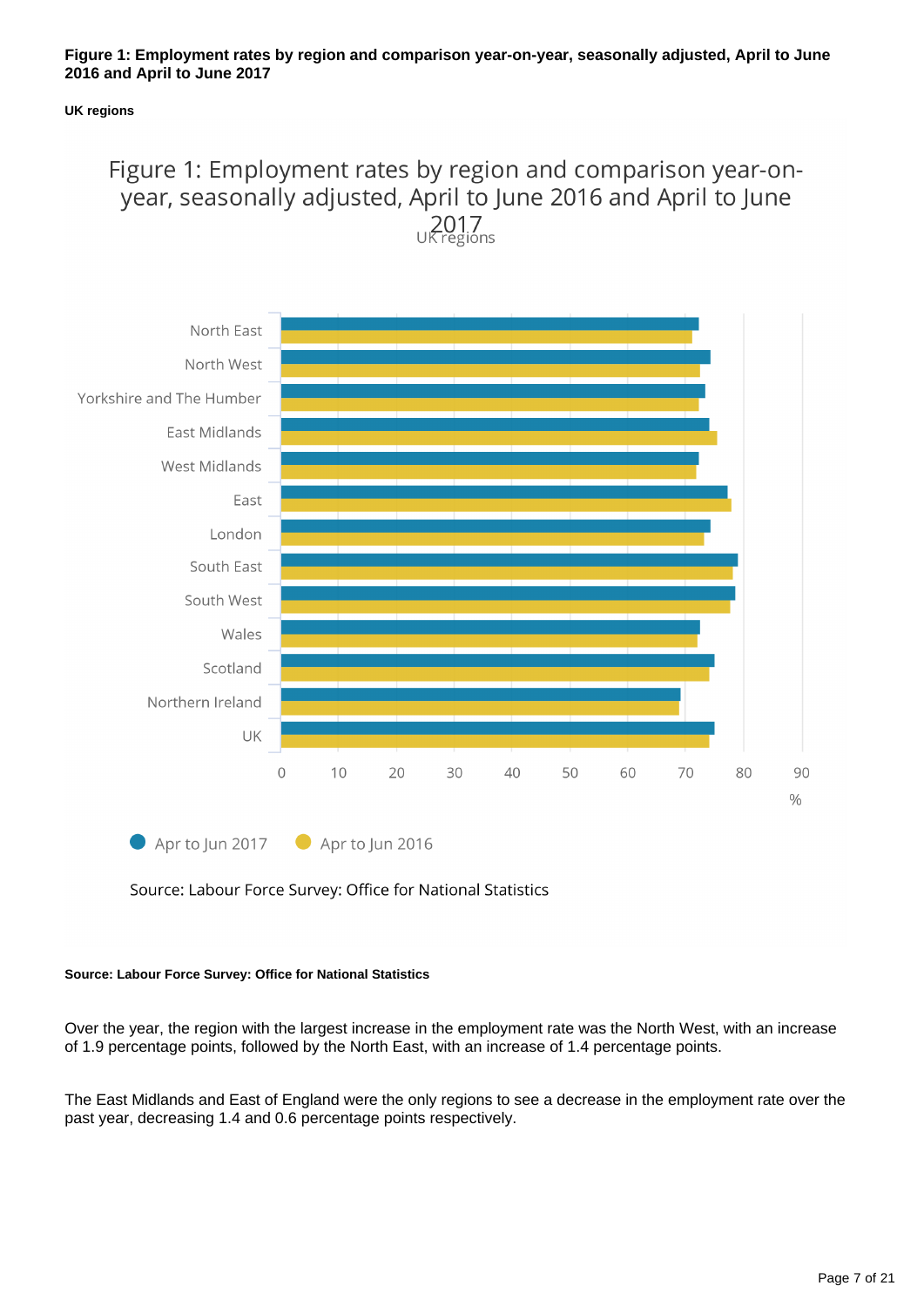**Figure 1: Employment rates by region and comparison year-on-year, seasonally adjusted, April to June 2016 and April to June 2017**

**UK regions**

Figure 1: Employment rates by region and comparison year-on-year, seasonally adjusted, April to June 2016 and April to June 2017

UK regions

Source: Labour Force Survey: Office for National Statistics

**Source: Labour Force Survey: Office for National Statistics**

Over the year, the region with the largest increase in the employment rate was the North West, with an increase of 1.9 percentage points, followed by the North East, with an increase of 1.4 percentage points.

The East Midlands and East of England were the only regions to see a decrease in the employment rate over the past year, decreasing 1.4 and 0.6 percentage points respectively.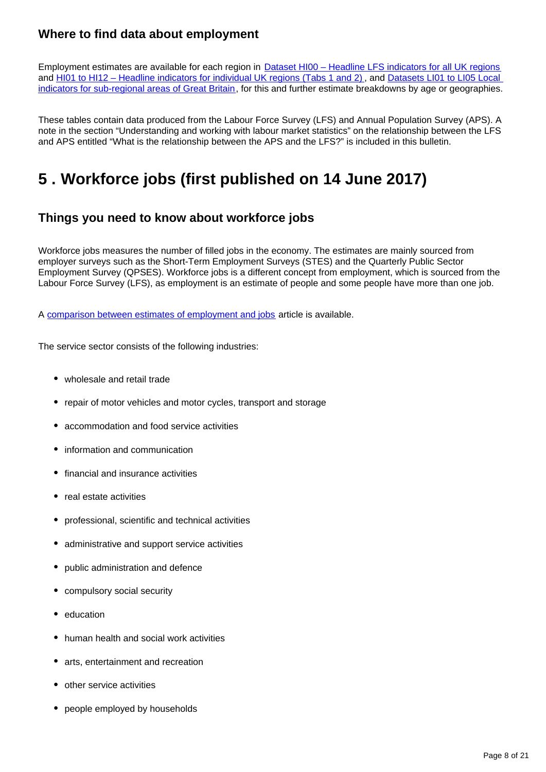### Where to find data about employment

Employment estimates are available for each region in [Dataset HI00 – Headline LFS indicators for all UK regions](#) and [HI01 to HI12 – Headline indicators for individual UK regions (Tabs 1 and 2)](#), and [Datasets LI01 to LI05 Local indicators for sub-regional areas of Great Britain](#), for this and further estimate breakdowns by age or geographies.

These tables contain data produced from the Labour Force Survey (LFS) and Annual Population Survey (APS). A note in the section "Understanding and working with labour market statistics" on the relationship between the LFS and APS entitled "What is the relationship between the APS and the LFS?" is included in this bulletin.

## 5 . Workforce jobs (first published on 14 June 2017)

### Things you need to know about workforce jobs

Workforce jobs measures the number of filled jobs in the economy. The estimates are mainly sourced from employer surveys such as the Short-Term Employment Surveys (STES) and the Quarterly Public Sector Employment Survey (QPSES). Workforce jobs is a different concept from employment, which is sourced from the Labour Force Survey (LFS), as employment is an estimate of people and some people have more than one job.

A [comparison between estimates of employment and jobs](#) article is available.

The service sector consists of the following industries:

- wholesale and retail trade
- repair of motor vehicles and motor cycles, transport and storage
- accommodation and food service activities
- information and communication
- financial and insurance activities
- real estate activities
- professional, scientific and technical activities
- administrative and support service activities
- public administration and defence
- compulsory social security
- education
- human health and social work activities
- arts, entertainment and recreation
- other service activities
- people employed by households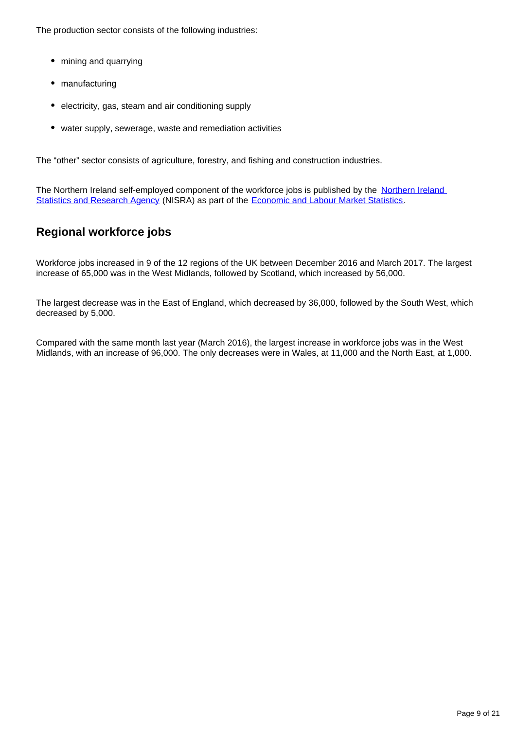The production sector consists of the following industries:

- mining and quarrying
- manufacturing
- electricity, gas, steam and air conditioning supply
- water supply, sewerage, waste and remediation activities

The “other” sector consists of agriculture, forestry, and fishing and construction industries.

The Northern Ireland self-employed component of the workforce jobs is published by the Northern Ireland Statistics and Research Agency (NISRA) as part of the Economic and Labour Market Statistics.

## Regional workforce jobs

Workforce jobs increased in 9 of the 12 regions of the UK between December 2016 and March 2017. The largest increase of 65,000 was in the West Midlands, followed by Scotland, which increased by 56,000.

The largest decrease was in the East of England, which decreased by 36,000, followed by the South West, which decreased by 5,000.

Compared with the same month last year (March 2016), the largest increase in workforce jobs was in the West Midlands, with an increase of 96,000. The only decreases were in Wales, at 11,000 and the North East, at 1,000.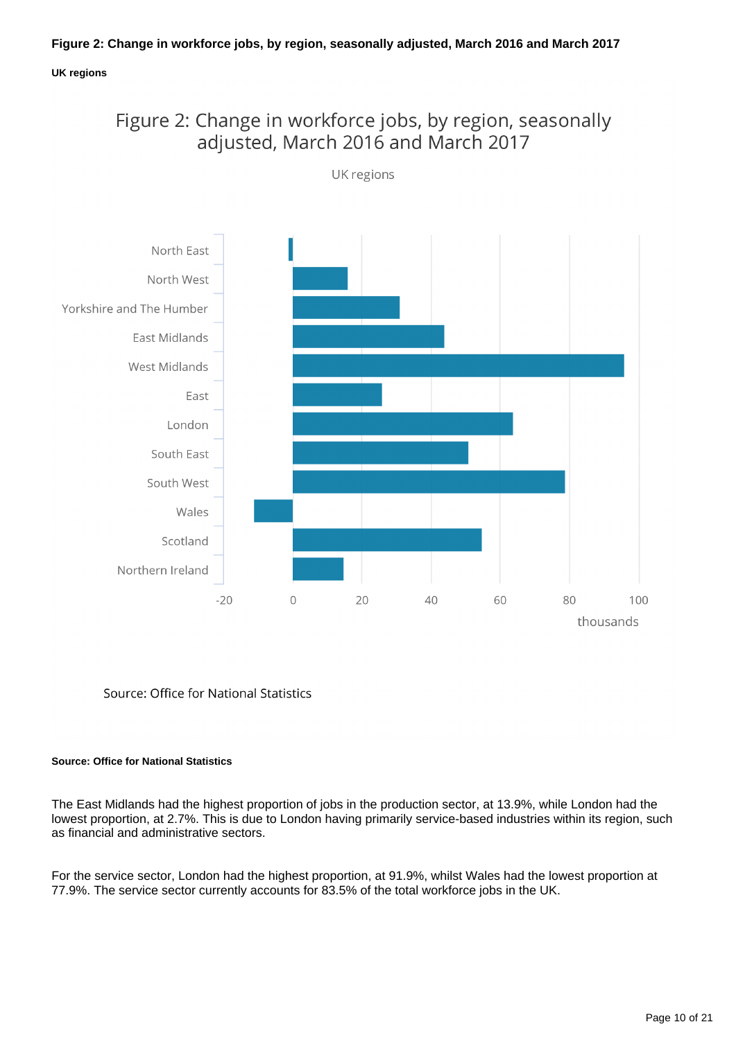**Figure 2: Change in workforce jobs, by region, seasonally adjusted, March 2016 and March 2017**

**UK regions**

Figure 2: Change in workforce jobs, by region, seasonally adjusted, March 2016 and March 2017

UK regions

North East
North West
Yorkshire and The Humber
East Midlands
West Midlands
East
London
South East
South West
Wales
Scotland
Northern Ireland

-20 0 20 40 60 80 100

thousands

Source: Office for National Statistics

**Source: Office for National Statistics**

The East Midlands had the highest proportion of jobs in the production sector, at 13.9%, while London had the lowest proportion, at 2.7%. This is due to London having primarily service-based industries within its region, such as financial and administrative sectors.

For the service sector, London had the highest proportion, at 91.9%, whilst Wales had the lowest proportion at 77.9%. The service sector currently accounts for 83.5% of the total workforce jobs in the UK.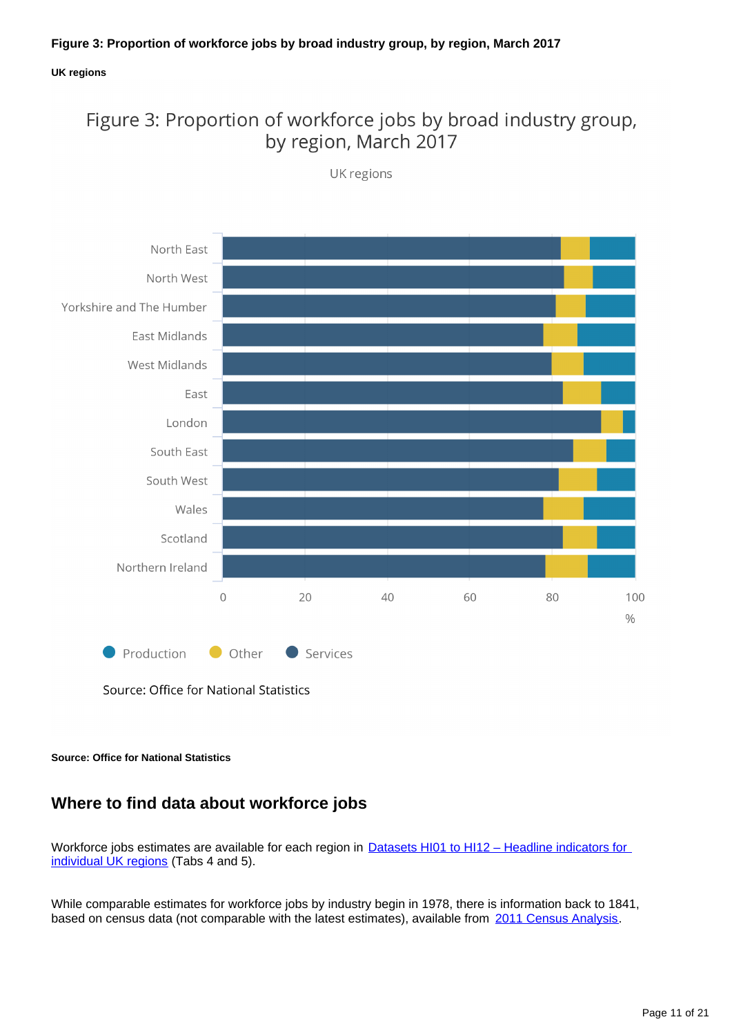**Figure 3: Proportion of workforce jobs by broad industry group, by region, March 2017**

**UK regions**

**Source: Office for National Statistics**

## Where to find data about workforce jobs

Workforce jobs estimates are available for each region in Datasets HI01 to HI12 – Headline indicators for individual UK regions (Tabs 4 and 5).

While comparable estimates for workforce jobs by industry begin in 1978, there is information back to 1841, based on census data (not comparable with the latest estimates), available from 2011 Census Analysis.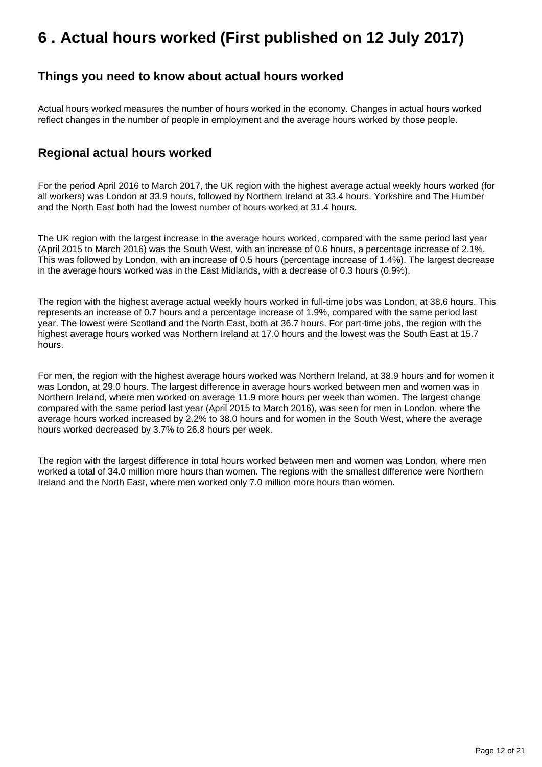# 6 . Actual hours worked (First published on 12 July 2017)

## Things you need to know about actual hours worked

Actual hours worked measures the number of hours worked in the economy. Changes in actual hours worked reflect changes in the number of people in employment and the average hours worked by those people.

## Regional actual hours worked

For the period April 2016 to March 2017, the UK region with the highest average actual weekly hours worked (for all workers) was London at 33.9 hours, followed by Northern Ireland at 33.4 hours. Yorkshire and The Humber and the North East both had the lowest number of hours worked at 31.4 hours.

The UK region with the largest increase in the average hours worked, compared with the same period last year (April 2015 to March 2016) was the South West, with an increase of 0.6 hours, a percentage increase of 2.1%. This was followed by London, with an increase of 0.5 hours (percentage increase of 1.4%). The largest decrease in the average hours worked was in the East Midlands, with a decrease of 0.3 hours (0.9%).

The region with the highest average actual weekly hours worked in full-time jobs was London, at 38.6 hours. This represents an increase of 0.7 hours and a percentage increase of 1.9%, compared with the same period last year. The lowest were Scotland and the North East, both at 36.7 hours. For part-time jobs, the region with the highest average hours worked was Northern Ireland at 17.0 hours and the lowest was the South East at 15.7 hours.

For men, the region with the highest average hours worked was Northern Ireland, at 38.9 hours and for women it was London, at 29.0 hours. The largest difference in average hours worked between men and women was in Northern Ireland, where men worked on average 11.9 more hours per week than women. The largest change compared with the same period last year (April 2015 to March 2016), was seen for men in London, where the average hours worked increased by 2.2% to 38.0 hours and for women in the South West, where the average hours worked decreased by 3.7% to 26.8 hours per week.

The region with the largest difference in total hours worked between men and women was London, where men worked a total of 34.0 million more hours than women. The regions with the smallest difference were Northern Ireland and the North East, where men worked only 7.0 million more hours than women.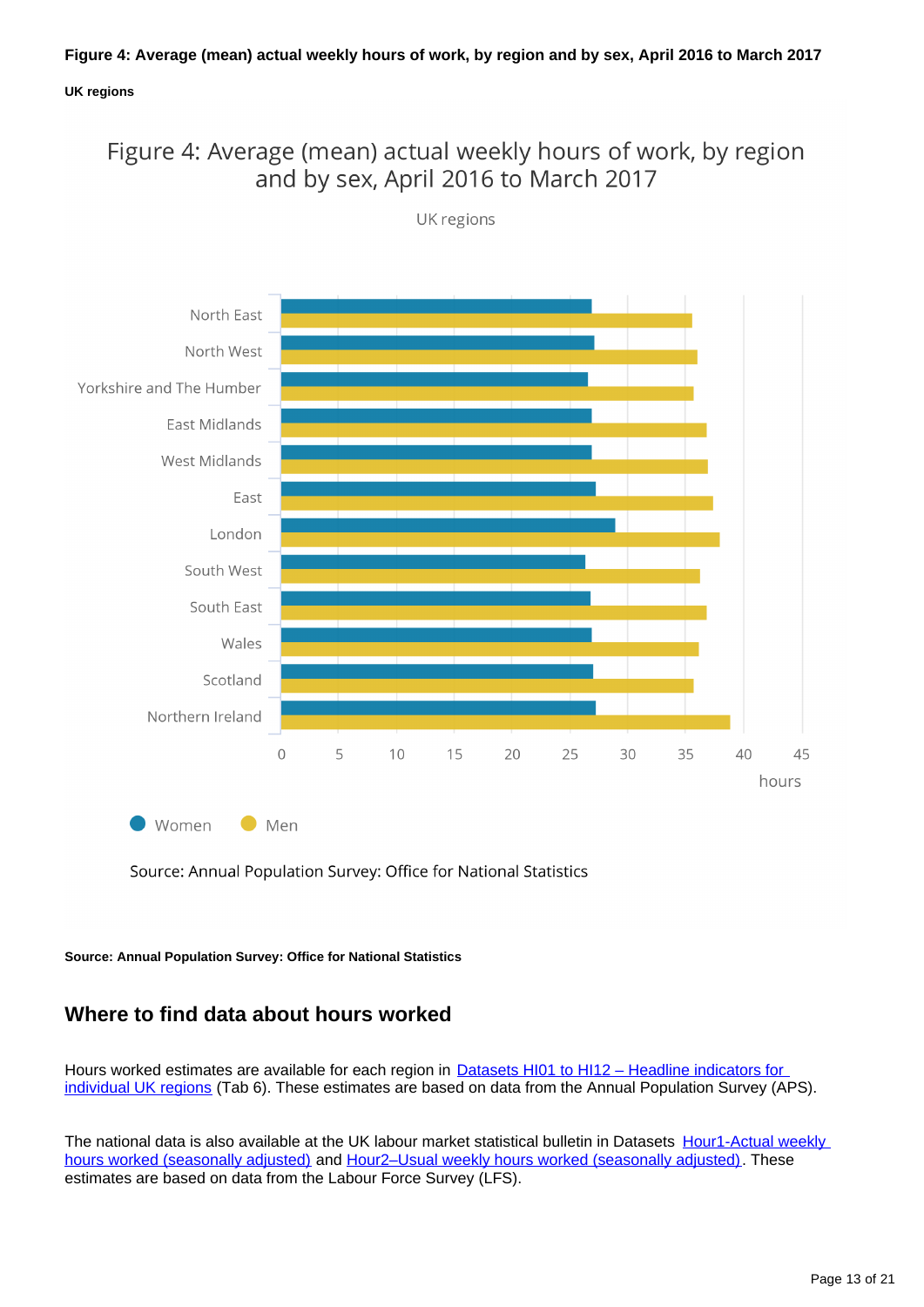**Figure 4: Average (mean) actual weekly hours of work, by region and by sex, April 2016 to March 2017**

**UK regions**

Figure 4: Average (mean) actual weekly hours of work, by region and by sex, April 2016 to March 2017

UK regions

Women | Men

Source: Annual Population Survey: Office for National Statistics

**Source: Annual Population Survey: Office for National Statistics**

## Where to find data about hours worked

Hours worked estimates are available for each region in [Datasets HI01 to HI12 – Headline indicators for individual UK regions] (Tab 6). These estimates are based on data from the Annual Population Survey (APS).

The national data is also available at the UK labour market statistical bulletin in Datasets [Hour1-Actual weekly hours worked (seasonally adjusted)] and [Hour2–Usual weekly hours worked (seasonally adjusted)]. These estimates are based on data from the Labour Force Survey (LFS).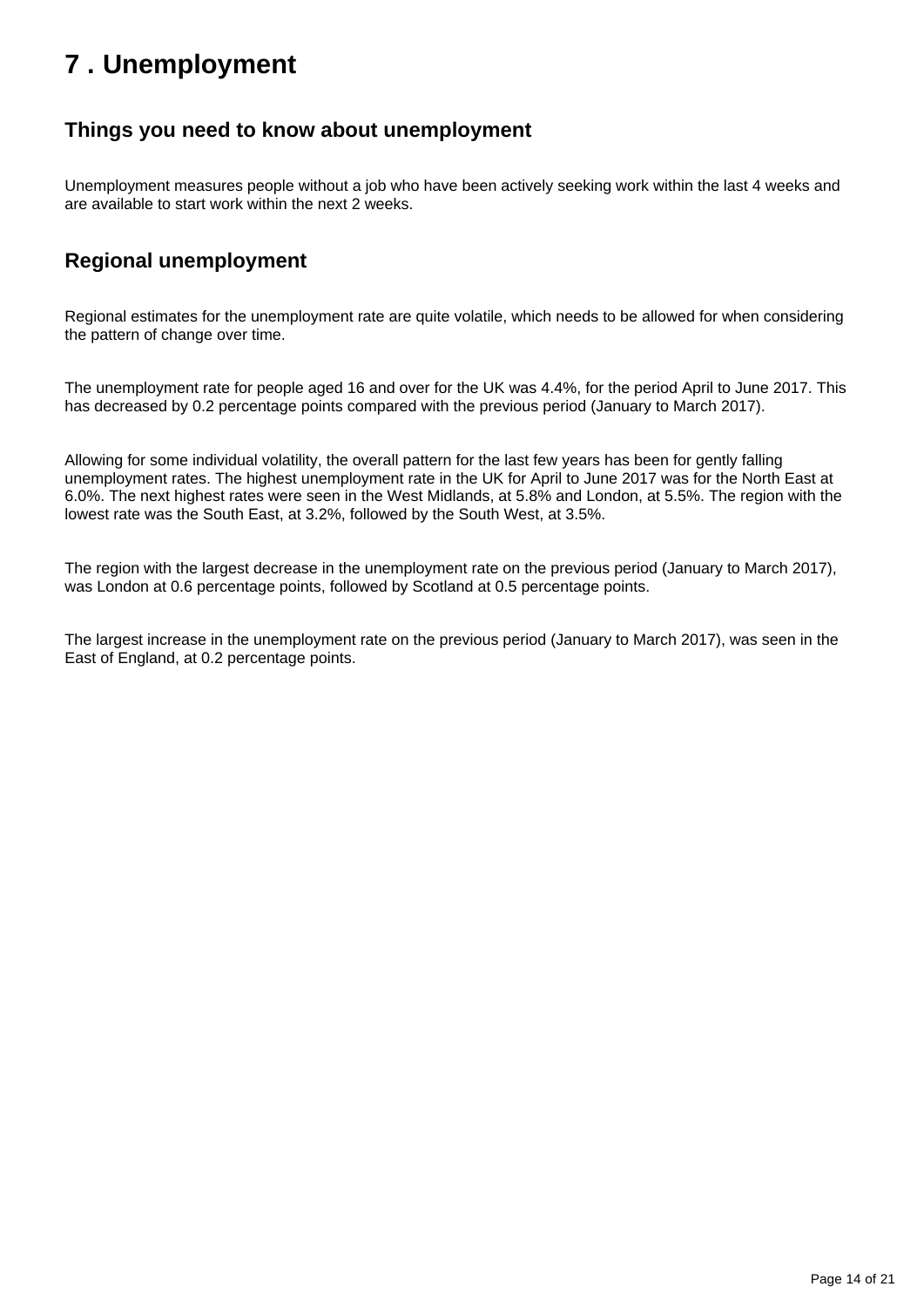# 7 . Unemployment

## Things you need to know about unemployment

Unemployment measures people without a job who have been actively seeking work within the last 4 weeks and are available to start work within the next 2 weeks.

## Regional unemployment

Regional estimates for the unemployment rate are quite volatile, which needs to be allowed for when considering the pattern of change over time.

The unemployment rate for people aged 16 and over for the UK was 4.4%, for the period April to June 2017. This has decreased by 0.2 percentage points compared with the previous period (January to March 2017).

Allowing for some individual volatility, the overall pattern for the last few years has been for gently falling unemployment rates. The highest unemployment rate in the UK for April to June 2017 was for the North East at 6.0%. The next highest rates were seen in the West Midlands, at 5.8% and London, at 5.5%. The region with the lowest rate was the South East, at 3.2%, followed by the South West, at 3.5%.

The region with the largest decrease in the unemployment rate on the previous period (January to March 2017), was London at 0.6 percentage points, followed by Scotland at 0.5 percentage points.

The largest increase in the unemployment rate on the previous period (January to March 2017), was seen in the East of England, at 0.2 percentage points.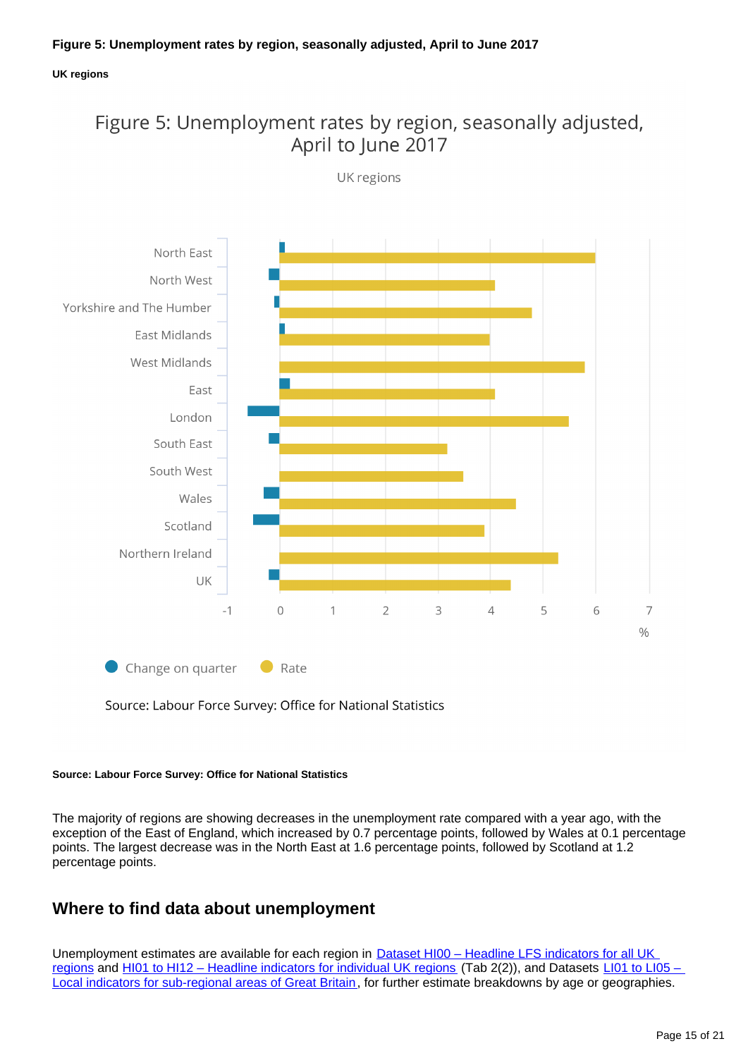**Figure 5: Unemployment rates by region, seasonally adjusted, April to June 2017**

**UK regions**

Figure 5: Unemployment rates by region, seasonally adjusted, April to June 2017

UK regions

Change on quarter   Rate

Source: Labour Force Survey: Office for National Statistics

**Source: Labour Force Survey: Office for National Statistics**

The majority of regions are showing decreases in the unemployment rate compared with a year ago, with the exception of the East of England, which increased by 0.7 percentage points, followed by Wales at 0.1 percentage points. The largest decrease was in the North East at 1.6 percentage points, followed by Scotland at 1.2 percentage points.

## Where to find data about unemployment

Unemployment estimates are available for each region in [Dataset HI00 – Headline LFS indicators for all UK regions] and [HI01 to HI12 – Headline indicators for individual UK regions] (Tab 2(2)), and Datasets [LI01 to LI05 – Local indicators for sub-regional areas of Great Britain], for further estimate breakdowns by age or geographies.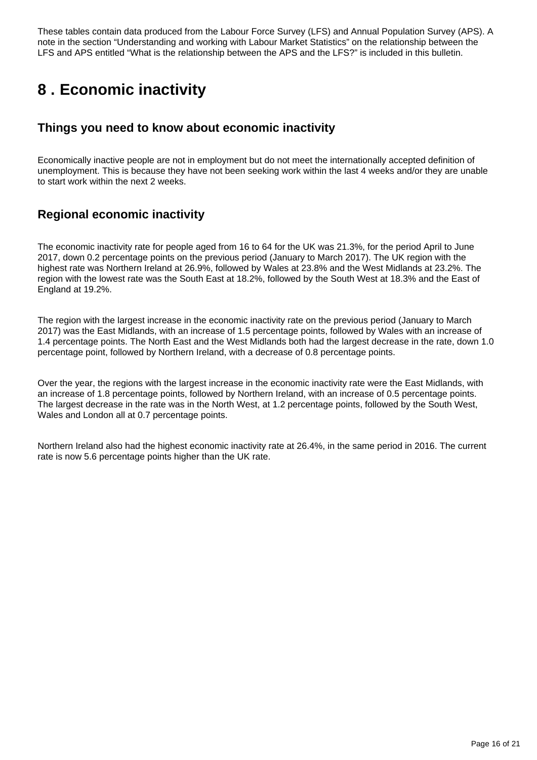These tables contain data produced from the Labour Force Survey (LFS) and Annual Population Survey (APS). A note in the section “Understanding and working with Labour Market Statistics” on the relationship between the LFS and APS entitled “What is the relationship between the APS and the LFS?” is included in this bulletin.

# 8 . Economic inactivity

## Things you need to know about economic inactivity

Economically inactive people are not in employment but do not meet the internationally accepted definition of unemployment. This is because they have not been seeking work within the last 4 weeks and/or they are unable to start work within the next 2 weeks.

## Regional economic inactivity

The economic inactivity rate for people aged from 16 to 64 for the UK was 21.3%, for the period April to June 2017, down 0.2 percentage points on the previous period (January to March 2017). The UK region with the highest rate was Northern Ireland at 26.9%, followed by Wales at 23.8% and the West Midlands at 23.2%. The region with the lowest rate was the South East at 18.2%, followed by the South West at 18.3% and the East of England at 19.2%.

The region with the largest increase in the economic inactivity rate on the previous period (January to March 2017) was the East Midlands, with an increase of 1.5 percentage points, followed by Wales with an increase of 1.4 percentage points. The North East and the West Midlands both had the largest decrease in the rate, down 1.0 percentage point, followed by Northern Ireland, with a decrease of 0.8 percentage points.

Over the year, the regions with the largest increase in the economic inactivity rate were the East Midlands, with an increase of 1.8 percentage points, followed by Northern Ireland, with an increase of 0.5 percentage points. The largest decrease in the rate was in the North West, at 1.2 percentage points, followed by the South West, Wales and London all at 0.7 percentage points.

Northern Ireland also had the highest economic inactivity rate at 26.4%, in the same period in 2016. The current rate is now 5.6 percentage points higher than the UK rate.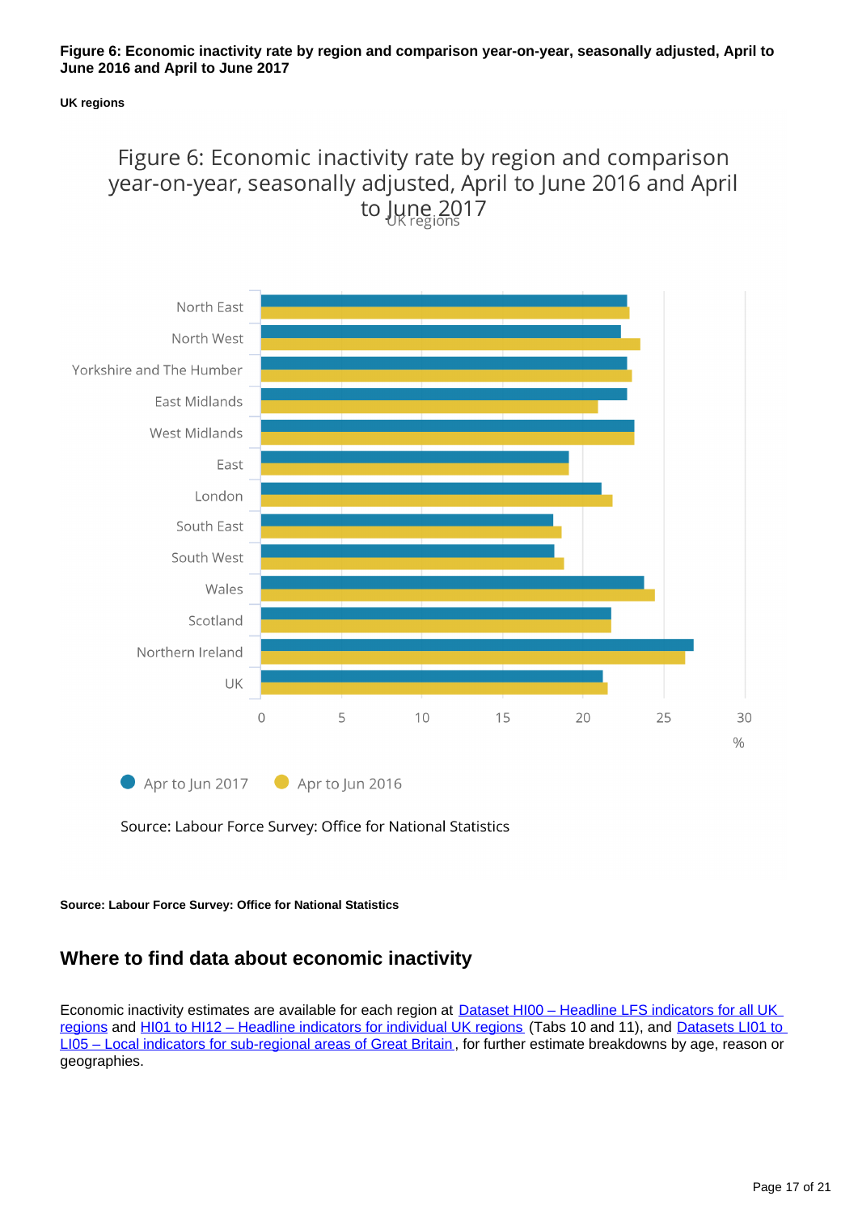**Figure 6: Economic inactivity rate by region and comparison year-on-year, seasonally adjusted, April to June 2016 and April to June 2017**

**UK regions**

Figure 6: Economic inactivity rate by region and comparison year-on-year, seasonally adjusted, April to June 2016 and April to June 2017

UK regions

North East
North West
Yorkshire and The Humber
East Midlands
West Midlands
East
London
South East
South West
Wales
Scotland
Northern Ireland
UK

0 5 10 15 20 25 30

%

Apr to Jun 2017 Apr to Jun 2016

Source: Labour Force Survey: Office for National Statistics

**Source: Labour Force Survey: Office for National Statistics**

## Where to find data about economic inactivity

Economic inactivity estimates are available for each region at [Dataset HI00 – Headline LFS indicators for all UK regions] and [HI01 to HI12 – Headline indicators for individual UK regions] (Tabs 10 and 11), and [Datasets LI01 to LI05 – Local indicators for sub-regional areas of Great Britain], for further estimate breakdowns by age, reason or geographies.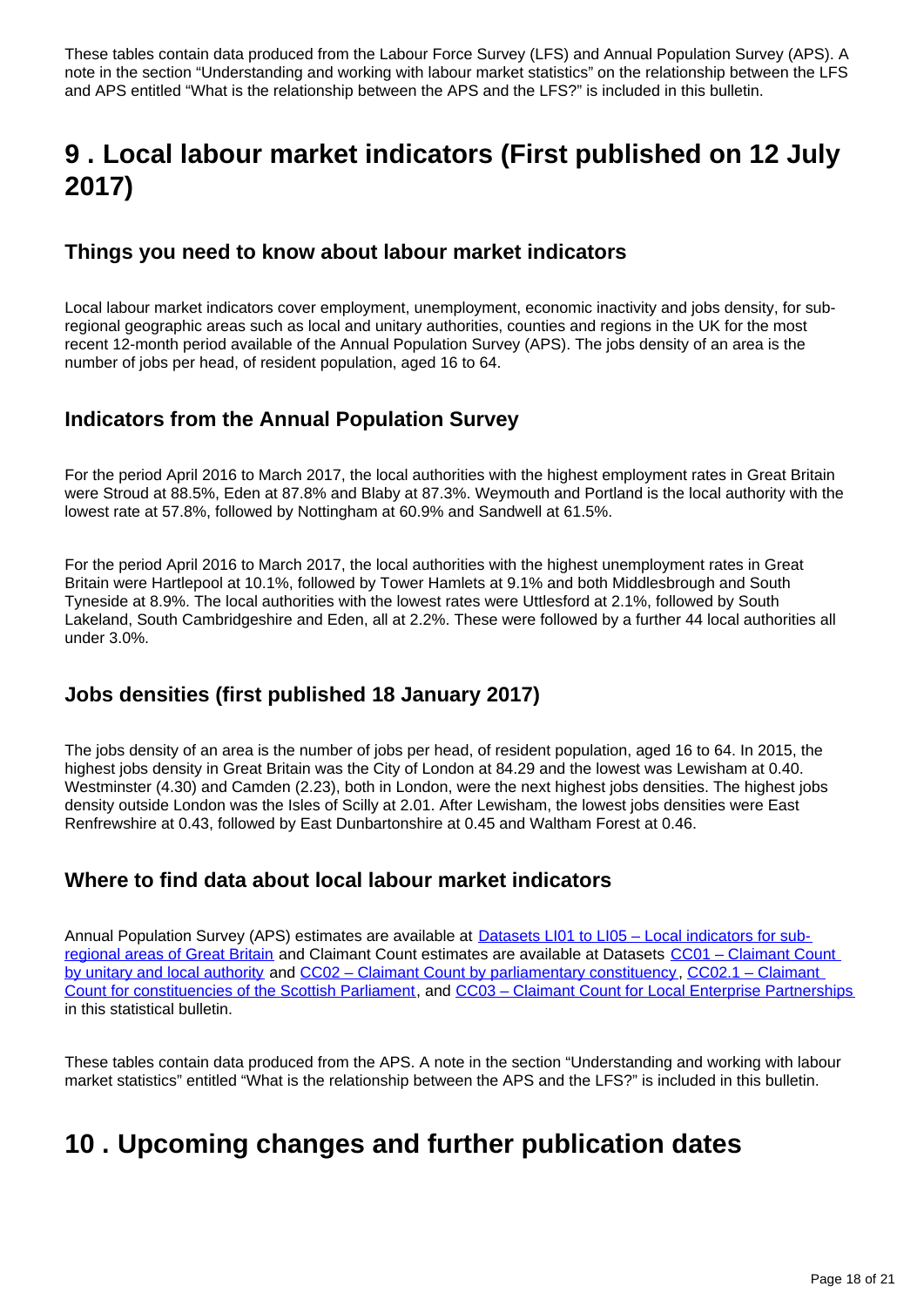These tables contain data produced from the Labour Force Survey (LFS) and Annual Population Survey (APS). A note in the section "Understanding and working with labour market statistics" on the relationship between the LFS and APS entitled "What is the relationship between the APS and the LFS?" is included in this bulletin.

# 9 . Local labour market indicators (First published on 12 July 2017)

## Things you need to know about labour market indicators

Local labour market indicators cover employment, unemployment, economic inactivity and jobs density, for sub-regional geographic areas such as local and unitary authorities, counties and regions in the UK for the most recent 12-month period available of the Annual Population Survey (APS). The jobs density of an area is the number of jobs per head, of resident population, aged 16 to 64.

## Indicators from the Annual Population Survey

For the period April 2016 to March 2017, the local authorities with the highest employment rates in Great Britain were Stroud at 88.5%, Eden at 87.8% and Blaby at 87.3%. Weymouth and Portland is the local authority with the lowest rate at 57.8%, followed by Nottingham at 60.9% and Sandwell at 61.5%.

For the period April 2016 to March 2017, the local authorities with the highest unemployment rates in Great Britain were Hartlepool at 10.1%, followed by Tower Hamlets at 9.1% and both Middlesbrough and South Tyneside at 8.9%. The local authorities with the lowest rates were Uttlesford at 2.1%, followed by South Lakeland, South Cambridgeshire and Eden, all at 2.2%. These were followed by a further 44 local authorities all under 3.0%.

## Jobs densities (first published 18 January 2017)

The jobs density of an area is the number of jobs per head, of resident population, aged 16 to 64. In 2015, the highest jobs density in Great Britain was the City of London at 84.29 and the lowest was Lewisham at 0.40. Westminster (4.30) and Camden (2.23), both in London, were the next highest jobs densities. The highest jobs density outside London was the Isles of Scilly at 2.01. After Lewisham, the lowest jobs densities were East Renfrewshire at 0.43, followed by East Dunbartonshire at 0.45 and Waltham Forest at 0.46.

## Where to find data about local labour market indicators

Annual Population Survey (APS) estimates are available at Datasets LI01 to LI05 – Local indicators for sub-regional areas of Great Britain and Claimant Count estimates are available at Datasets CC01 – Claimant Count by unitary and local authority and CC02 – Claimant Count by parliamentary constituency, CC02.1 – Claimant Count for constituencies of the Scottish Parliament, and CC03 – Claimant Count for Local Enterprise Partnerships in this statistical bulletin.

These tables contain data produced from the APS. A note in the section "Understanding and working with labour market statistics" entitled "What is the relationship between the APS and the LFS?" is included in this bulletin.

# 10 . Upcoming changes and further publication dates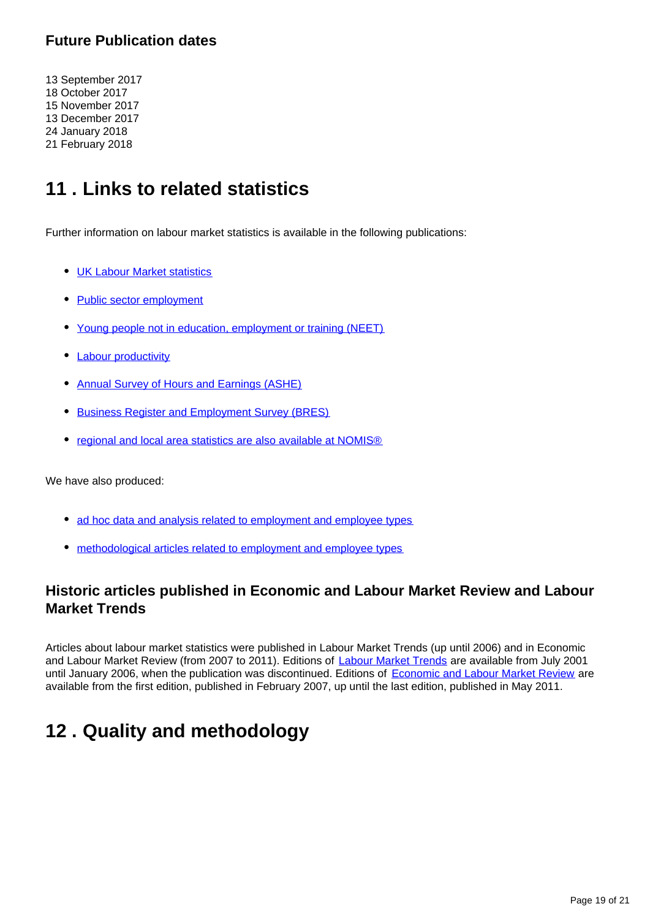### Future Publication dates

13 September 2017
18 October 2017
15 November 2017
13 December 2017
24 January 2018
21 February 2018

## 11 . Links to related statistics

Further information on labour market statistics is available in the following publications:

- UK Labour Market statistics
- Public sector employment
- Young people not in education, employment or training (NEET)
- Labour productivity
- Annual Survey of Hours and Earnings (ASHE)
- Business Register and Employment Survey (BRES)
- regional and local area statistics are also available at NOMIS®

We have also produced:

- ad hoc data and analysis related to employment and employee types
- methodological articles related to employment and employee types

### Historic articles published in Economic and Labour Market Review and Labour Market Trends

Articles about labour market statistics were published in Labour Market Trends (up until 2006) and in Economic and Labour Market Review (from 2007 to 2011). Editions of Labour Market Trends are available from July 2001 until January 2006, when the publication was discontinued. Editions of Economic and Labour Market Review are available from the first edition, published in February 2007, up until the last edition, published in May 2011.

## 12 . Quality and methodology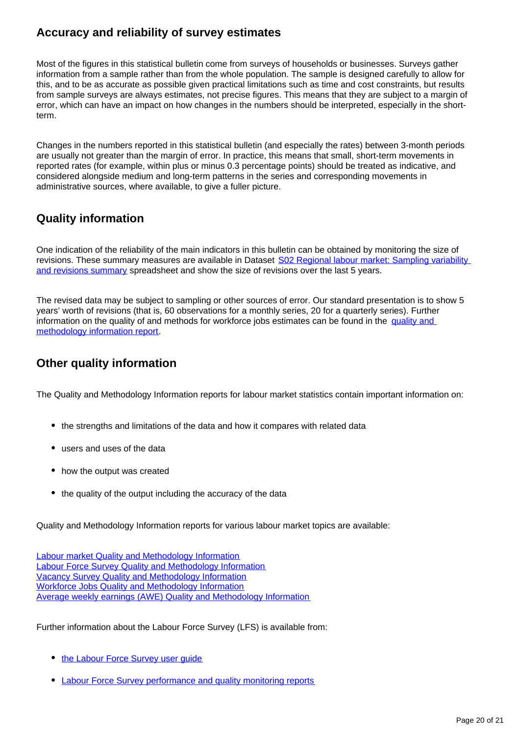## Accuracy and reliability of survey estimates

Most of the figures in this statistical bulletin come from surveys of households or businesses. Surveys gather information from a sample rather than from the whole population. The sample is designed carefully to allow for this, and to be as accurate as possible given practical limitations such as time and cost constraints, but results from sample surveys are always estimates, not precise figures. This means that they are subject to a margin of error, which can have an impact on how changes in the numbers should be interpreted, especially in the short-term.

Changes in the numbers reported in this statistical bulletin (and especially the rates) between 3-month periods are usually not greater than the margin of error. In practice, this means that small, short-term movements in reported rates (for example, within plus or minus 0.3 percentage points) should be treated as indicative, and considered alongside medium and long-term patterns in the series and corresponding movements in administrative sources, where available, to give a fuller picture.

## Quality information

One indication of the reliability of the main indicators in this bulletin can be obtained by monitoring the size of revisions. These summary measures are available in Dataset [S02 Regional labour market: Sampling variability and revisions summary]() spreadsheet and show the size of revisions over the last 5 years.

The revised data may be subject to sampling or other sources of error. Our standard presentation is to show 5 years' worth of revisions (that is, 60 observations for a monthly series, 20 for a quarterly series). Further information on the quality of and methods for workforce jobs estimates can be found in the [quality and methodology information report]().

## Other quality information

The Quality and Methodology Information reports for labour market statistics contain important information on:

- the strengths and limitations of the data and how it compares with related data
- users and uses of the data
- how the output was created
- the quality of the output including the accuracy of the data

Quality and Methodology Information reports for various labour market topics are available:

[Labour market Quality and Methodology Information]()
[Labour Force Survey Quality and Methodology Information]()
[Vacancy Survey Quality and Methodology Information]()
[Workforce Jobs Quality and Methodology Information]()
[Average weekly earnings (AWE) Quality and Methodology Information]()

Further information about the Labour Force Survey (LFS) is available from:

- [the Labour Force Survey user guide]()
- [Labour Force Survey performance and quality monitoring reports]()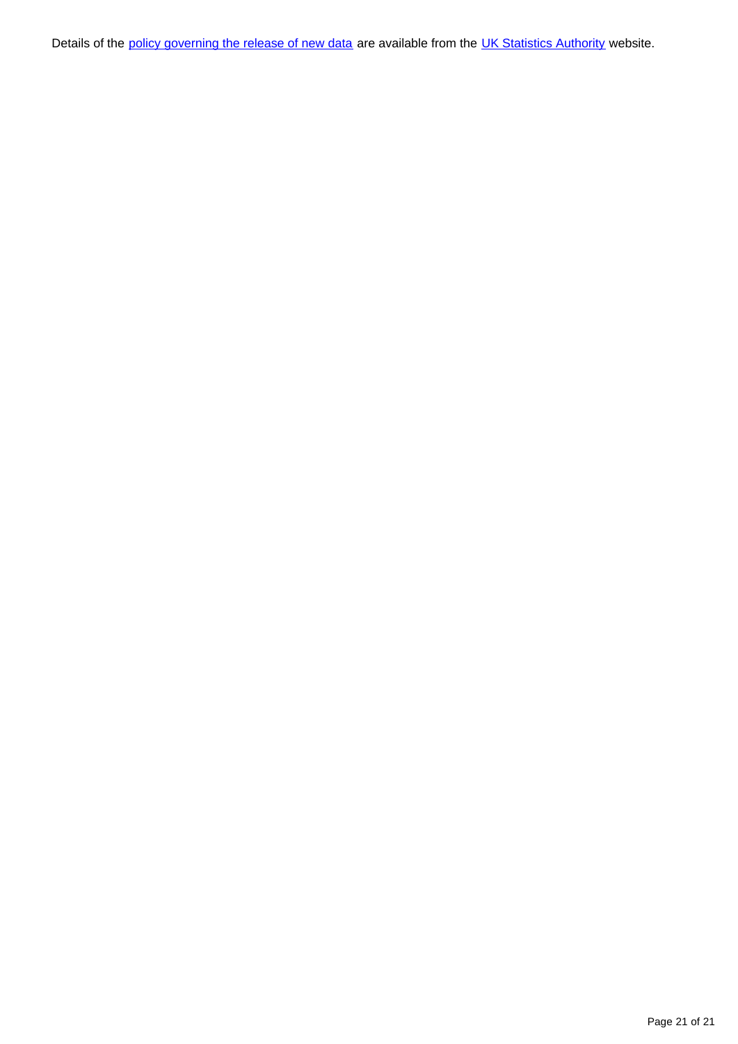Details of the policy governing the release of new data are available from the UK Statistics Authority website.